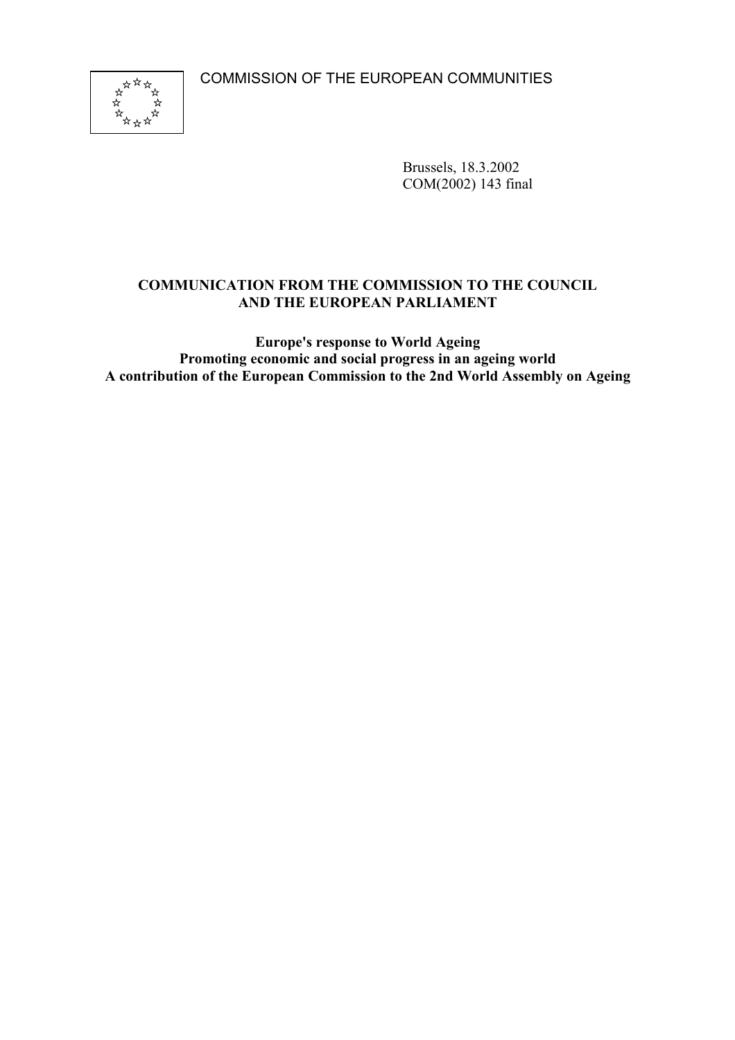COMMISSION OF THE EUROPEAN COMMUNITIES

Brussels, 18.3.2002
COM(2002) 143 final

**COMMUNICATION FROM THE COMMISSION TO THE COUNCIL AND THE EUROPEAN PARLIAMENT**

**Europe's response to World Ageing**
**Promoting economic and social progress in an ageing world**
**A contribution of the European Commission to the 2nd World Assembly on Ageing**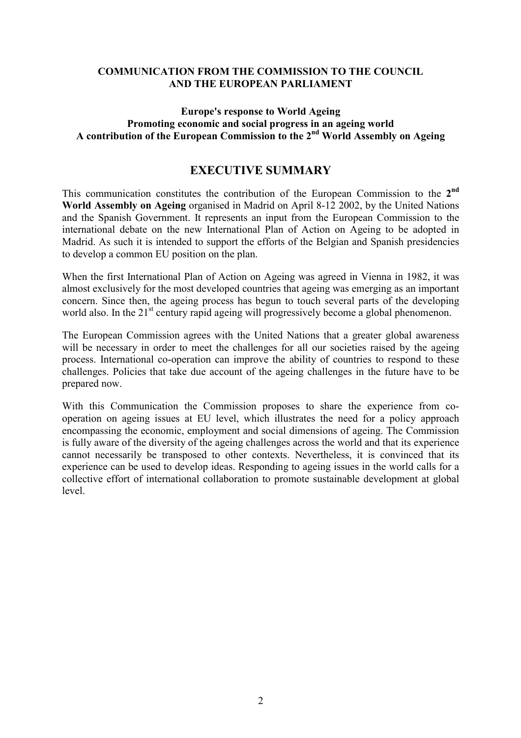**COMMUNICATION FROM THE COMMISSION TO THE COUNCIL AND THE EUROPEAN PARLIAMENT**

**Europe's response to World Ageing**
**Promoting economic and social progress in an ageing world**
**A contribution of the European Commission to the 2nd World Assembly on Ageing**

## EXECUTIVE SUMMARY

This communication constitutes the contribution of the European Commission to the **2nd World Assembly on Ageing** organised in Madrid on April 8-12 2002, by the United Nations and the Spanish Government. It represents an input from the European Commission to the international debate on the new International Plan of Action on Ageing to be adopted in Madrid. As such it is intended to support the efforts of the Belgian and Spanish presidencies to develop a common EU position on the plan.

When the first International Plan of Action on Ageing was agreed in Vienna in 1982, it was almost exclusively for the most developed countries that ageing was emerging as an important concern. Since then, the ageing process has begun to touch several parts of the developing world also. In the 21st century rapid ageing will progressively become a global phenomenon.

The European Commission agrees with the United Nations that a greater global awareness will be necessary in order to meet the challenges for all our societies raised by the ageing process. International co-operation can improve the ability of countries to respond to these challenges. Policies that take due account of the ageing challenges in the future have to be prepared now.

With this Communication the Commission proposes to share the experience from co-operation on ageing issues at EU level, which illustrates the need for a policy approach encompassing the economic, employment and social dimensions of ageing. The Commission is fully aware of the diversity of the ageing challenges across the world and that its experience cannot necessarily be transposed to other contexts. Nevertheless, it is convinced that its experience can be used to develop ideas. Responding to ageing issues in the world calls for a collective effort of international collaboration to promote sustainable development at global level.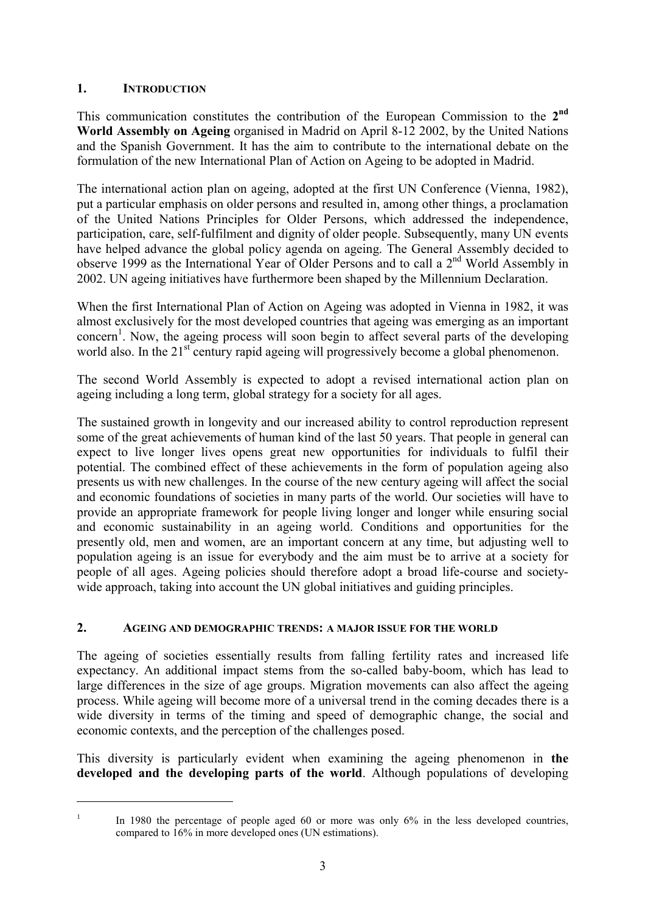## 1. INTRODUCTION

This communication constitutes the contribution of the European Commission to the **2nd World Assembly on Ageing** organised in Madrid on April 8-12 2002, by the United Nations and the Spanish Government. It has the aim to contribute to the international debate on the formulation of the new International Plan of Action on Ageing to be adopted in Madrid.

The international action plan on ageing, adopted at the first UN Conference (Vienna, 1982), put a particular emphasis on older persons and resulted in, among other things, a proclamation of the United Nations Principles for Older Persons, which addressed the independence, participation, care, self-fulfilment and dignity of older people. Subsequently, many UN events have helped advance the global policy agenda on ageing. The General Assembly decided to observe 1999 as the International Year of Older Persons and to call a 2nd World Assembly in 2002. UN ageing initiatives have furthermore been shaped by the Millennium Declaration.

When the first International Plan of Action on Ageing was adopted in Vienna in 1982, it was almost exclusively for the most developed countries that ageing was emerging as an important concern[1]. Now, the ageing process will soon begin to affect several parts of the developing world also. In the 21st century rapid ageing will progressively become a global phenomenon.

The second World Assembly is expected to adopt a revised international action plan on ageing including a long term, global strategy for a society for all ages.

The sustained growth in longevity and our increased ability to control reproduction represent some of the great achievements of human kind of the last 50 years. That people in general can expect to live longer lives opens great new opportunities for individuals to fulfil their potential. The combined effect of these achievements in the form of population ageing also presents us with new challenges. In the course of the new century ageing will affect the social and economic foundations of societies in many parts of the world. Our societies will have to provide an appropriate framework for people living longer and longer while ensuring social and economic sustainability in an ageing world. Conditions and opportunities for the presently old, men and women, are an important concern at any time, but adjusting well to population ageing is an issue for everybody and the aim must be to arrive at a society for people of all ages. Ageing policies should therefore adopt a broad life-course and society-wide approach, taking into account the UN global initiatives and guiding principles.

## 2. AGEING AND DEMOGRAPHIC TRENDS: A MAJOR ISSUE FOR THE WORLD

The ageing of societies essentially results from falling fertility rates and increased life expectancy. An additional impact stems from the so-called baby-boom, which has lead to large differences in the size of age groups. Migration movements can also affect the ageing process. While ageing will become more of a universal trend in the coming decades there is a wide diversity in terms of the timing and speed of demographic change, the social and economic contexts, and the perception of the challenges posed.

This diversity is particularly evident when examining the ageing phenomenon in **the developed and the developing parts of the world**. Although populations of developing

[1] In 1980 the percentage of people aged 60 or more was only 6% in the less developed countries, compared to 16% in more developed ones (UN estimations).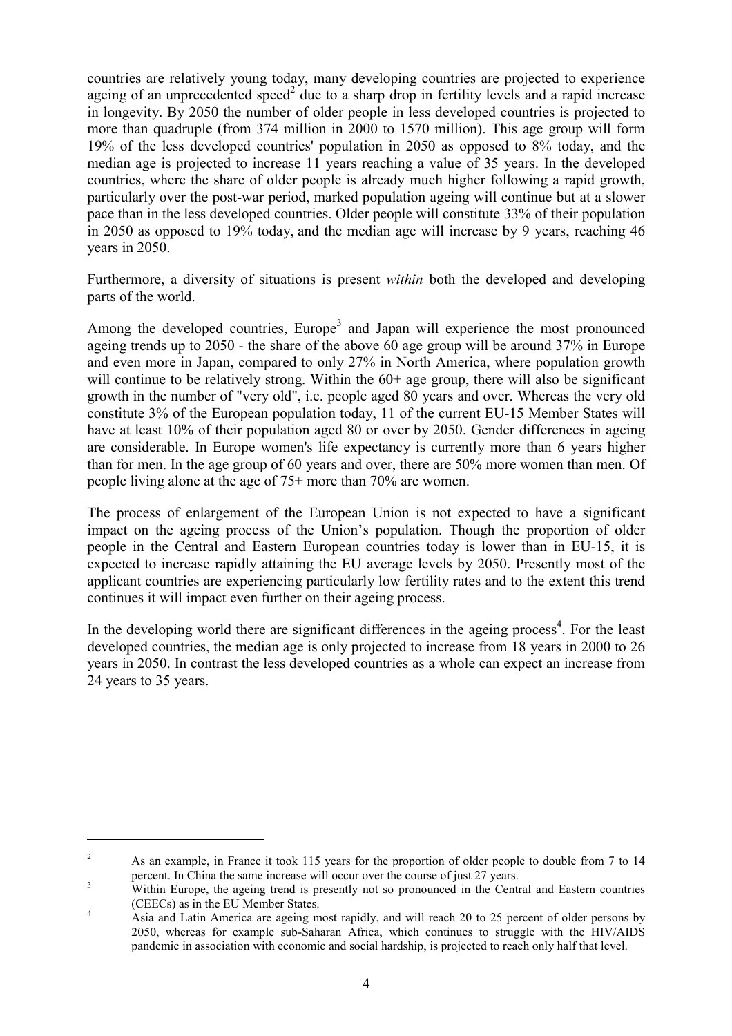countries are relatively young today, many developing countries are projected to experience ageing of an unprecedented speed[2] due to a sharp drop in fertility levels and a rapid increase in longevity. By 2050 the number of older people in less developed countries is projected to more than quadruple (from 374 million in 2000 to 1570 million). This age group will form 19% of the less developed countries' population in 2050 as opposed to 8% today, and the median age is projected to increase 11 years reaching a value of 35 years. In the developed countries, where the share of older people is already much higher following a rapid growth, particularly over the post-war period, marked population ageing will continue but at a slower pace than in the less developed countries. Older people will constitute 33% of their population in 2050 as opposed to 19% today, and the median age will increase by 9 years, reaching 46 years in 2050.

Furthermore, a diversity of situations is present *within* both the developed and developing parts of the world.

Among the developed countries, Europe[3] and Japan will experience the most pronounced ageing trends up to 2050 - the share of the above 60 age group will be around 37% in Europe and even more in Japan, compared to only 27% in North America, where population growth will continue to be relatively strong. Within the 60+ age group, there will also be significant growth in the number of "very old", i.e. people aged 80 years and over. Whereas the very old constitute 3% of the European population today, 11 of the current EU-15 Member States will have at least 10% of their population aged 80 or over by 2050. Gender differences in ageing are considerable. In Europe women's life expectancy is currently more than 6 years higher than for men. In the age group of 60 years and over, there are 50% more women than men. Of people living alone at the age of 75+ more than 70% are women.

The process of enlargement of the European Union is not expected to have a significant impact on the ageing process of the Union's population. Though the proportion of older people in the Central and Eastern European countries today is lower than in EU-15, it is expected to increase rapidly attaining the EU average levels by 2050. Presently most of the applicant countries are experiencing particularly low fertility rates and to the extent this trend continues it will impact even further on their ageing process.

In the developing world there are significant differences in the ageing process[4]. For the least developed countries, the median age is only projected to increase from 18 years in 2000 to 26 years in 2050. In contrast the less developed countries as a whole can expect an increase from 24 years to 35 years.

---

[2] As an example, in France it took 115 years for the proportion of older people to double from 7 to 14 percent. In China the same increase will occur over the course of just 27 years.

[3] Within Europe, the ageing trend is presently not so pronounced in the Central and Eastern countries (CEECs) as in the EU Member States.

[4] Asia and Latin America are ageing most rapidly, and will reach 20 to 25 percent of older persons by 2050, whereas for example sub-Saharan Africa, which continues to struggle with the HIV/AIDS pandemic in association with economic and social hardship, is projected to reach only half that level.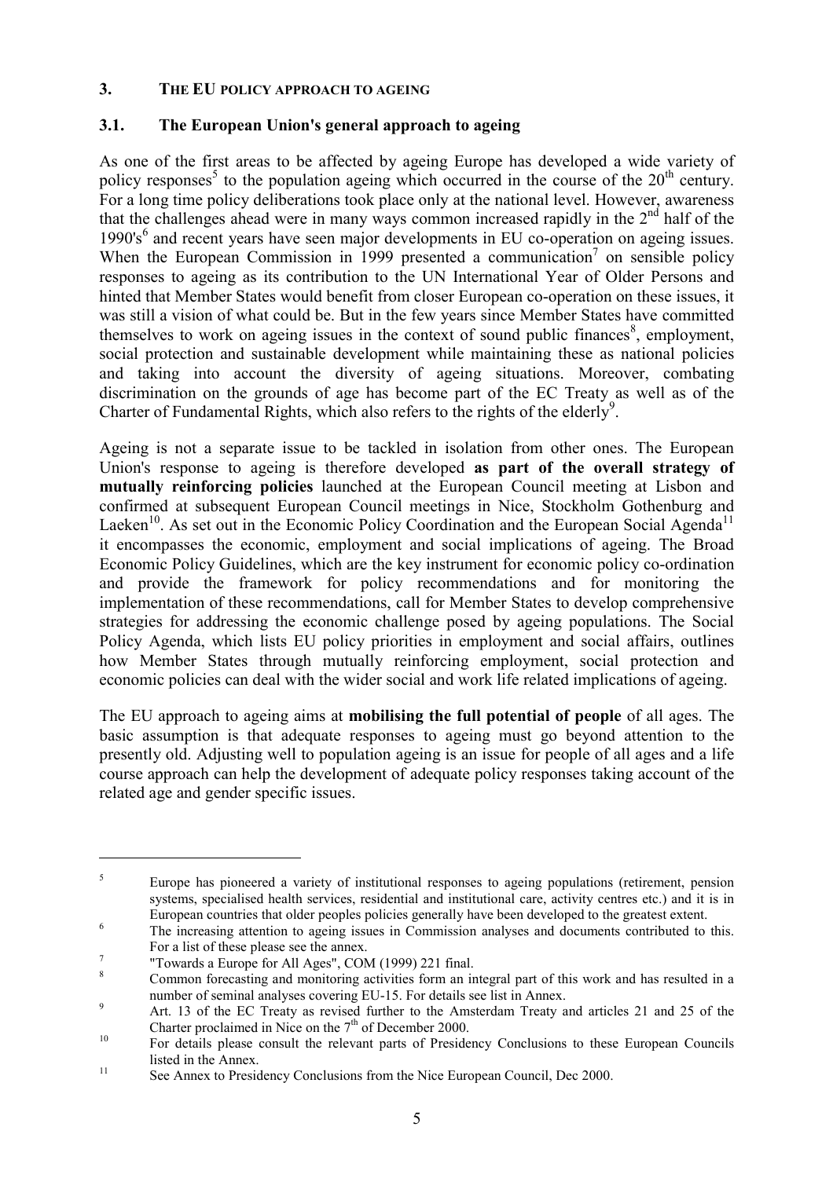## 3. THE EU POLICY APPROACH TO AGEING

### 3.1. The European Union's general approach to ageing

As one of the first areas to be affected by ageing Europe has developed a wide variety of policy responses[5] to the population ageing which occurred in the course of the 20th century. For a long time policy deliberations took place only at the national level. However, awareness that the challenges ahead were in many ways common increased rapidly in the 2nd half of the 1990's[6] and recent years have seen major developments in EU co-operation on ageing issues. When the European Commission in 1999 presented a communication[7] on sensible policy responses to ageing as its contribution to the UN International Year of Older Persons and hinted that Member States would benefit from closer European co-operation on these issues, it was still a vision of what could be. But in the few years since Member States have committed themselves to work on ageing issues in the context of sound public finances[8], employment, social protection and sustainable development while maintaining these as national policies and taking into account the diversity of ageing situations. Moreover, combating discrimination on the grounds of age has become part of the EC Treaty as well as of the Charter of Fundamental Rights, which also refers to the rights of the elderly[9].

Ageing is not a separate issue to be tackled in isolation from other ones. The European Union's response to ageing is therefore developed **as part of the overall strategy of mutually reinforcing policies** launched at the European Council meeting at Lisbon and confirmed at subsequent European Council meetings in Nice, Stockholm Gothenburg and Laeken[10]. As set out in the Economic Policy Coordination and the European Social Agenda[11] it encompasses the economic, employment and social implications of ageing. The Broad Economic Policy Guidelines, which are the key instrument for economic policy co-ordination and provide the framework for policy recommendations and for monitoring the implementation of these recommendations, call for Member States to develop comprehensive strategies for addressing the economic challenge posed by ageing populations. The Social Policy Agenda, which lists EU policy priorities in employment and social affairs, outlines how Member States through mutually reinforcing employment, social protection and economic policies can deal with the wider social and work life related implications of ageing.

The EU approach to ageing aims at **mobilising the full potential of people** of all ages. The basic assumption is that adequate responses to ageing must go beyond attention to the presently old. Adjusting well to population ageing is an issue for people of all ages and a life course approach can help the development of adequate policy responses taking account of the related age and gender specific issues.

---

[5] Europe has pioneered a variety of institutional responses to ageing populations (retirement, pension systems, specialised health services, residential and institutional care, activity centres etc.) and it is in European countries that older peoples policies generally have been developed to the greatest extent.

[6] The increasing attention to ageing issues in Commission analyses and documents contributed to this. For a list of these please see the annex.

[7] "Towards a Europe for All Ages", COM (1999) 221 final.

[8] Common forecasting and monitoring activities form an integral part of this work and has resulted in a number of seminal analyses covering EU-15. For details see list in Annex.

[9] Art. 13 of the EC Treaty as revised further to the Amsterdam Treaty and articles 21 and 25 of the Charter proclaimed in Nice on the 7th of December 2000.

[10] For details please consult the relevant parts of Presidency Conclusions to these European Councils listed in the Annex.

[11] See Annex to Presidency Conclusions from the Nice European Council, Dec 2000.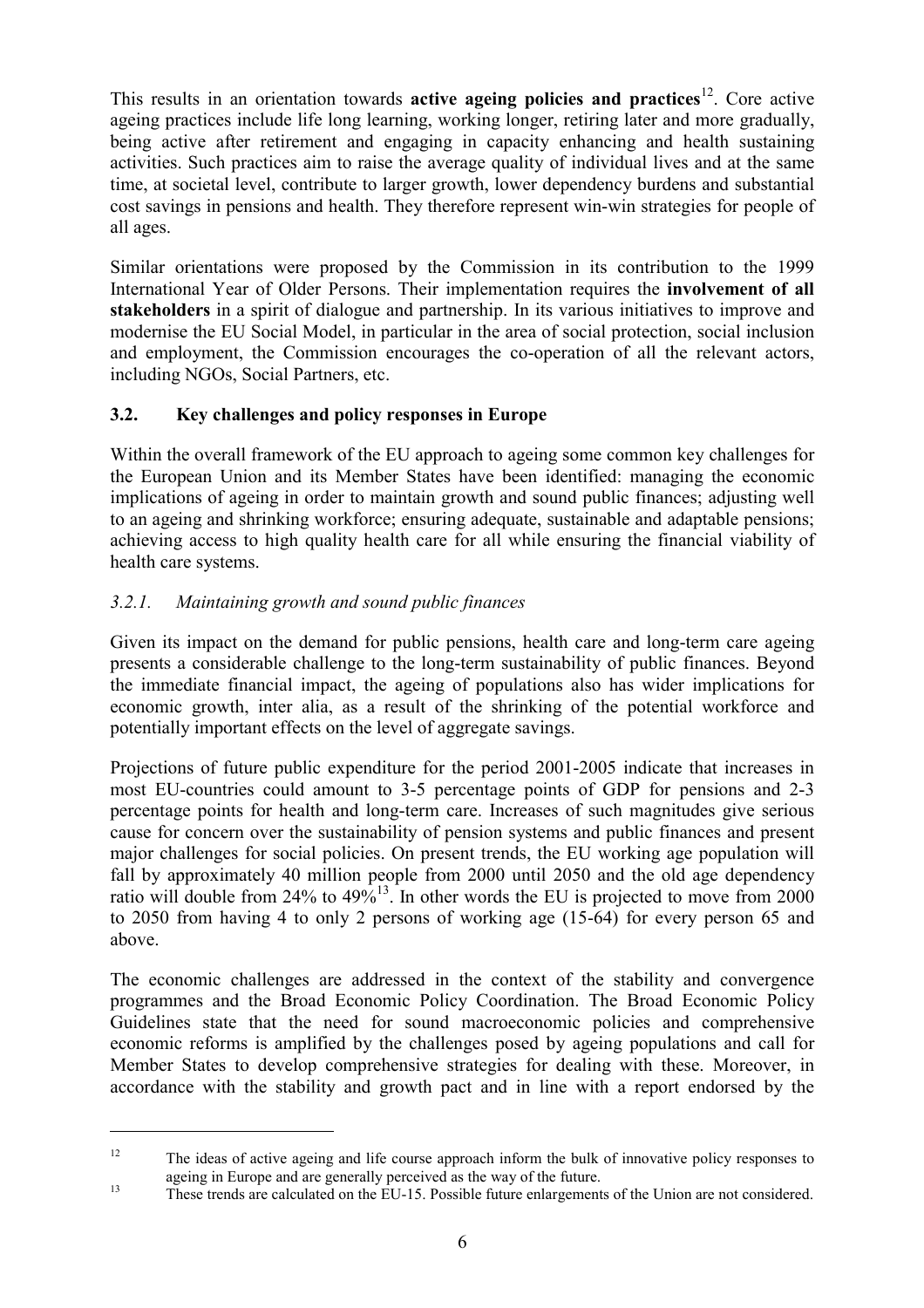This results in an orientation towards **active ageing policies and practices**[12]. Core active ageing practices include life long learning, working longer, retiring later and more gradually, being active after retirement and engaging in capacity enhancing and health sustaining activities. Such practices aim to raise the average quality of individual lives and at the same time, at societal level, contribute to larger growth, lower dependency burdens and substantial cost savings in pensions and health. They therefore represent win-win strategies for people of all ages.

Similar orientations were proposed by the Commission in its contribution to the 1999 International Year of Older Persons. Their implementation requires the **involvement of all stakeholders** in a spirit of dialogue and partnership. In its various initiatives to improve and modernise the EU Social Model, in particular in the area of social protection, social inclusion and employment, the Commission encourages the co-operation of all the relevant actors, including NGOs, Social Partners, etc.

### 3.2. Key challenges and policy responses in Europe

Within the overall framework of the EU approach to ageing some common key challenges for the European Union and its Member States have been identified: managing the economic implications of ageing in order to maintain growth and sound public finances; adjusting well to an ageing and shrinking workforce; ensuring adequate, sustainable and adaptable pensions; achieving access to high quality health care for all while ensuring the financial viability of health care systems.

#### *3.2.1. Maintaining growth and sound public finances*

Given its impact on the demand for public pensions, health care and long-term care ageing presents a considerable challenge to the long-term sustainability of public finances. Beyond the immediate financial impact, the ageing of populations also has wider implications for economic growth, inter alia, as a result of the shrinking of the potential workforce and potentially important effects on the level of aggregate savings.

Projections of future public expenditure for the period 2001-2005 indicate that increases in most EU-countries could amount to 3-5 percentage points of GDP for pensions and 2-3 percentage points for health and long-term care. Increases of such magnitudes give serious cause for concern over the sustainability of pension systems and public finances and present major challenges for social policies. On present trends, the EU working age population will fall by approximately 40 million people from 2000 until 2050 and the old age dependency ratio will double from 24% to 49%[13]. In other words the EU is projected to move from 2000 to 2050 from having 4 to only 2 persons of working age (15-64) for every person 65 and above.

The economic challenges are addressed in the context of the stability and convergence programmes and the Broad Economic Policy Coordination. The Broad Economic Policy Guidelines state that the need for sound macroeconomic policies and comprehensive economic reforms is amplified by the challenges posed by ageing populations and call for Member States to develop comprehensive strategies for dealing with these. Moreover, in accordance with the stability and growth pact and in line with a report endorsed by the

---

[12] The ideas of active ageing and life course approach inform the bulk of innovative policy responses to ageing in Europe and are generally perceived as the way of the future.

[13] These trends are calculated on the EU-15. Possible future enlargements of the Union are not considered.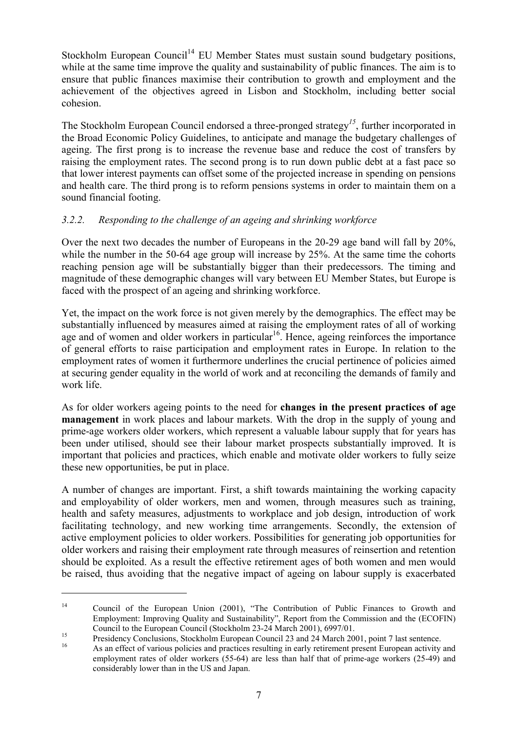Stockholm European Council[14] EU Member States must sustain sound budgetary positions, while at the same time improve the quality and sustainability of public finances. The aim is to ensure that public finances maximise their contribution to growth and employment and the achievement of the objectives agreed in Lisbon and Stockholm, including better social cohesion.

The Stockholm European Council endorsed a three-pronged strategy[15], further incorporated in the Broad Economic Policy Guidelines, to anticipate and manage the budgetary challenges of ageing. The first prong is to increase the revenue base and reduce the cost of transfers by raising the employment rates. The second prong is to run down public debt at a fast pace so that lower interest payments can offset some of the projected increase in spending on pensions and health care. The third prong is to reform pensions systems in order to maintain them on a sound financial footing.

### *3.2.2. Responding to the challenge of an ageing and shrinking workforce*

Over the next two decades the number of Europeans in the 20-29 age band will fall by 20%, while the number in the 50-64 age group will increase by 25%. At the same time the cohorts reaching pension age will be substantially bigger than their predecessors. The timing and magnitude of these demographic changes will vary between EU Member States, but Europe is faced with the prospect of an ageing and shrinking workforce.

Yet, the impact on the work force is not given merely by the demographics. The effect may be substantially influenced by measures aimed at raising the employment rates of all of working age and of women and older workers in particular[16]. Hence, ageing reinforces the importance of general efforts to raise participation and employment rates in Europe. In relation to the employment rates of women it furthermore underlines the crucial pertinence of policies aimed at securing gender equality in the world of work and at reconciling the demands of family and work life.

As for older workers ageing points to the need for **changes in the present practices of age management** in work places and labour markets. With the drop in the supply of young and prime-age workers older workers, which represent a valuable labour supply that for years has been under utilised, should see their labour market prospects substantially improved. It is important that policies and practices, which enable and motivate older workers to fully seize these new opportunities, be put in place.

A number of changes are important. First, a shift towards maintaining the working capacity and employability of older workers, men and women, through measures such as training, health and safety measures, adjustments to workplace and job design, introduction of work facilitating technology, and new working time arrangements. Secondly, the extension of active employment policies to older workers. Possibilities for generating job opportunities for older workers and raising their employment rate through measures of reinsertion and retention should be exploited. As a result the effective retirement ages of both women and men would be raised, thus avoiding that the negative impact of ageing on labour supply is exacerbated

---

[14] Council of the European Union (2001), "The Contribution of Public Finances to Growth and Employment: Improving Quality and Sustainability", Report from the Commission and the (ECOFIN) Council to the European Council (Stockholm 23-24 March 2001), 6997/01.

[15] Presidency Conclusions, Stockholm European Council 23 and 24 March 2001, point 7 last sentence.

[16] As an effect of various policies and practices resulting in early retirement present European activity and employment rates of older workers (55-64) are less than half that of prime-age workers (25-49) and considerably lower than in the US and Japan.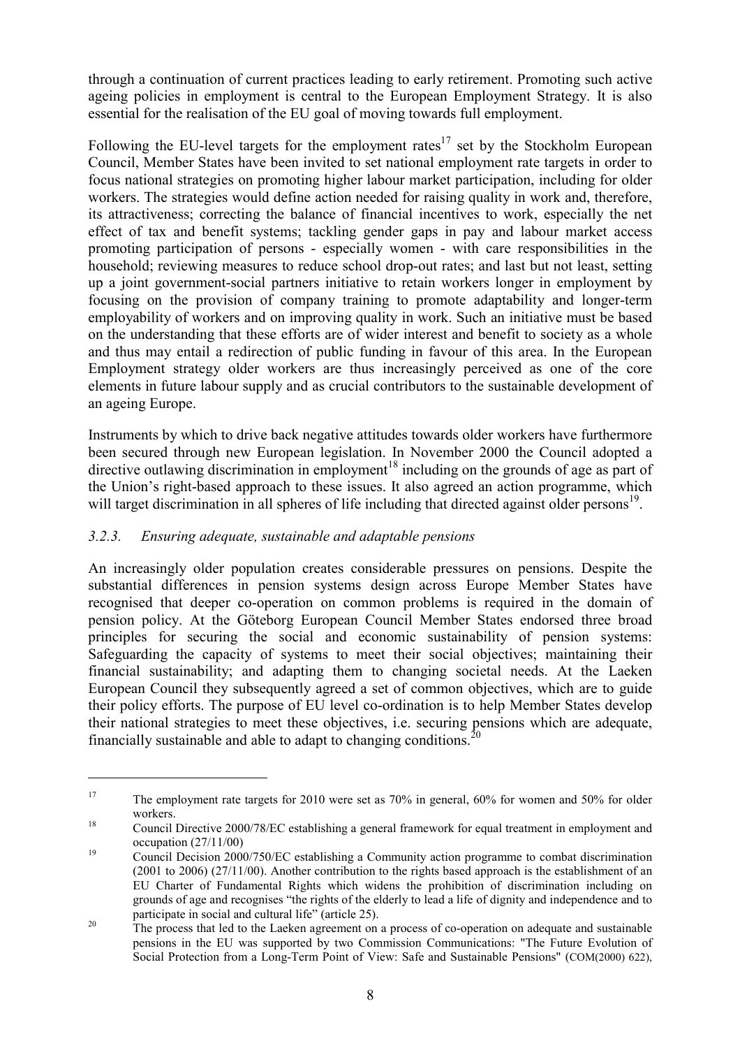through a continuation of current practices leading to early retirement. Promoting such active ageing policies in employment is central to the European Employment Strategy. It is also essential for the realisation of the EU goal of moving towards full employment.

Following the EU-level targets for the employment rates[17] set by the Stockholm European Council, Member States have been invited to set national employment rate targets in order to focus national strategies on promoting higher labour market participation, including for older workers. The strategies would define action needed for raising quality in work and, therefore, its attractiveness; correcting the balance of financial incentives to work, especially the net effect of tax and benefit systems; tackling gender gaps in pay and labour market access promoting participation of persons - especially women - with care responsibilities in the household; reviewing measures to reduce school drop-out rates; and last but not least, setting up a joint government-social partners initiative to retain workers longer in employment by focusing on the provision of company training to promote adaptability and longer-term employability of workers and on improving quality in work. Such an initiative must be based on the understanding that these efforts are of wider interest and benefit to society as a whole and thus may entail a redirection of public funding in favour of this area. In the European Employment strategy older workers are thus increasingly perceived as one of the core elements in future labour supply and as crucial contributors to the sustainable development of an ageing Europe.

Instruments by which to drive back negative attitudes towards older workers have furthermore been secured through new European legislation. In November 2000 the Council adopted a directive outlawing discrimination in employment[18] including on the grounds of age as part of the Union's right-based approach to these issues. It also agreed an action programme, which will target discrimination in all spheres of life including that directed against older persons[19].

### *3.2.3. Ensuring adequate, sustainable and adaptable pensions*

An increasingly older population creates considerable pressures on pensions. Despite the substantial differences in pension systems design across Europe Member States have recognised that deeper co-operation on common problems is required in the domain of pension policy. At the Göteborg European Council Member States endorsed three broad principles for securing the social and economic sustainability of pension systems: Safeguarding the capacity of systems to meet their social objectives; maintaining their financial sustainability; and adapting them to changing societal needs. At the Laeken European Council they subsequently agreed a set of common objectives, which are to guide their policy efforts. The purpose of EU level co-ordination is to help Member States develop their national strategies to meet these objectives, i.e. securing pensions which are adequate, financially sustainable and able to adapt to changing conditions.[20]

---

[17] The employment rate targets for 2010 were set as 70% in general, 60% for women and 50% for older workers.

[18] Council Directive 2000/78/EC establishing a general framework for equal treatment in employment and occupation (27/11/00)

[19] Council Decision 2000/750/EC establishing a Community action programme to combat discrimination (2001 to 2006) (27/11/00). Another contribution to the rights based approach is the establishment of an EU Charter of Fundamental Rights which widens the prohibition of discrimination including on grounds of age and recognises "the rights of the elderly to lead a life of dignity and independence and to participate in social and cultural life" (article 25).

[20] The process that led to the Laeken agreement on a process of co-operation on adequate and sustainable pensions in the EU was supported by two Commission Communications: "The Future Evolution of Social Protection from a Long-Term Point of View: Safe and Sustainable Pensions" (COM(2000) 622),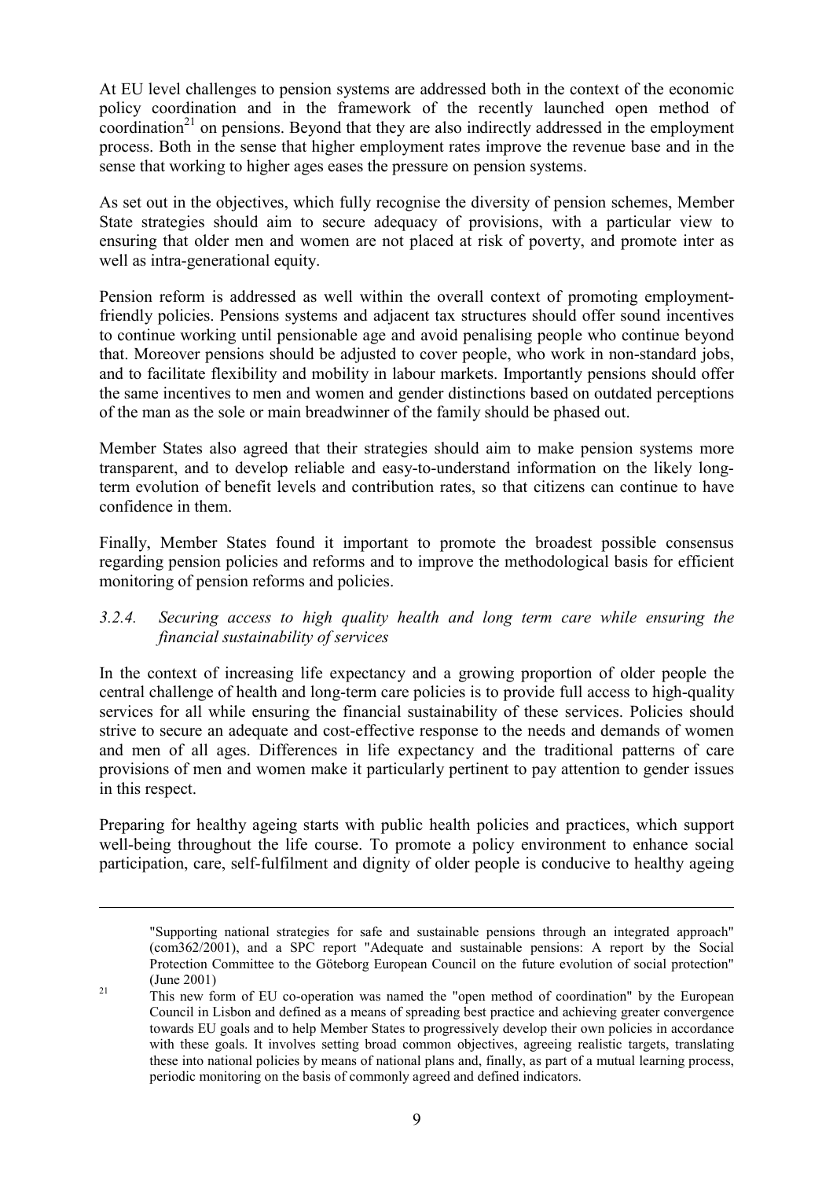At EU level challenges to pension systems are addressed both in the context of the economic policy coordination and in the framework of the recently launched open method of coordination[21] on pensions. Beyond that they are also indirectly addressed in the employment process. Both in the sense that higher employment rates improve the revenue base and in the sense that working to higher ages eases the pressure on pension systems.

As set out in the objectives, which fully recognise the diversity of pension schemes, Member State strategies should aim to secure adequacy of provisions, with a particular view to ensuring that older men and women are not placed at risk of poverty, and promote inter as well as intra-generational equity.

Pension reform is addressed as well within the overall context of promoting employment-friendly policies. Pensions systems and adjacent tax structures should offer sound incentives to continue working until pensionable age and avoid penalising people who continue beyond that. Moreover pensions should be adjusted to cover people, who work in non-standard jobs, and to facilitate flexibility and mobility in labour markets. Importantly pensions should offer the same incentives to men and women and gender distinctions based on outdated perceptions of the man as the sole or main breadwinner of the family should be phased out.

Member States also agreed that their strategies should aim to make pension systems more transparent, and to develop reliable and easy-to-understand information on the likely long-term evolution of benefit levels and contribution rates, so that citizens can continue to have confidence in them.

Finally, Member States found it important to promote the broadest possible consensus regarding pension policies and reforms and to improve the methodological basis for efficient monitoring of pension reforms and policies.

### *3.2.4. Securing access to high quality health and long term care while ensuring the financial sustainability of services*

In the context of increasing life expectancy and a growing proportion of older people the central challenge of health and long-term care policies is to provide full access to high-quality services for all while ensuring the financial sustainability of these services. Policies should strive to secure an adequate and cost-effective response to the needs and demands of women and men of all ages. Differences in life expectancy and the traditional patterns of care provisions of men and women make it particularly pertinent to pay attention to gender issues in this respect.

Preparing for healthy ageing starts with public health policies and practices, which support well-being throughout the life course. To promote a policy environment to enhance social participation, care, self-fulfilment and dignity of older people is conducive to healthy ageing

---

"Supporting national strategies for safe and sustainable pensions through an integrated approach" (com362/2001), and a SPC report "Adequate and sustainable pensions: A report by the Social Protection Committee to the Göteborg European Council on the future evolution of social protection" (June 2001)

[21] This new form of EU co-operation was named the "open method of coordination" by the European Council in Lisbon and defined as a means of spreading best practice and achieving greater convergence towards EU goals and to help Member States to progressively develop their own policies in accordance with these goals. It involves setting broad common objectives, agreeing realistic targets, translating these into national policies by means of national plans and, finally, as part of a mutual learning process, periodic monitoring on the basis of commonly agreed and defined indicators.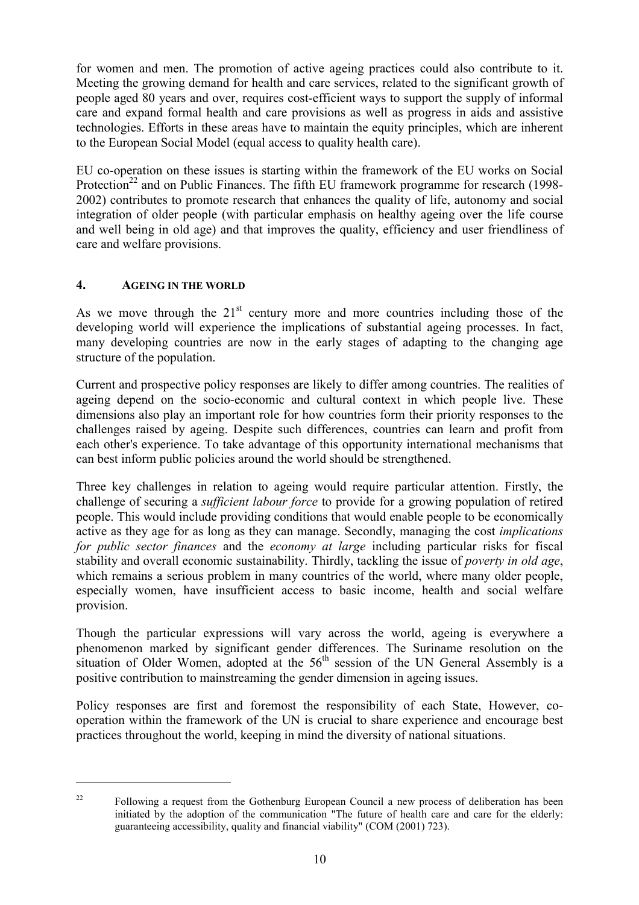for women and men. The promotion of active ageing practices could also contribute to it. Meeting the growing demand for health and care services, related to the significant growth of people aged 80 years and over, requires cost-efficient ways to support the supply of informal care and expand formal health and care provisions as well as progress in aids and assistive technologies. Efforts in these areas have to maintain the equity principles, which are inherent to the European Social Model (equal access to quality health care).

EU co-operation on these issues is starting within the framework of the EU works on Social Protection[22] and on Public Finances. The fifth EU framework programme for research (1998-2002) contributes to promote research that enhances the quality of life, autonomy and social integration of older people (with particular emphasis on healthy ageing over the life course and well being in old age) and that improves the quality, efficiency and user friendliness of care and welfare provisions.

## 4. AGEING IN THE WORLD

As we move through the 21st century more and more countries including those of the developing world will experience the implications of substantial ageing processes. In fact, many developing countries are now in the early stages of adapting to the changing age structure of the population.

Current and prospective policy responses are likely to differ among countries. The realities of ageing depend on the socio-economic and cultural context in which people live. These dimensions also play an important role for how countries form their priority responses to the challenges raised by ageing. Despite such differences, countries can learn and profit from each other's experience. To take advantage of this opportunity international mechanisms that can best inform public policies around the world should be strengthened.

Three key challenges in relation to ageing would require particular attention. Firstly, the challenge of securing a *sufficient labour force* to provide for a growing population of retired people. This would include providing conditions that would enable people to be economically active as they age for as long as they can manage. Secondly, managing the cost *implications for public sector finances* and the *economy at large* including particular risks for fiscal stability and overall economic sustainability. Thirdly, tackling the issue of *poverty in old age*, which remains a serious problem in many countries of the world, where many older people, especially women, have insufficient access to basic income, health and social welfare provision.

Though the particular expressions will vary across the world, ageing is everywhere a phenomenon marked by significant gender differences. The Suriname resolution on the situation of Older Women, adopted at the 56th session of the UN General Assembly is a positive contribution to mainstreaming the gender dimension in ageing issues.

Policy responses are first and foremost the responsibility of each State, However, co-operation within the framework of the UN is crucial to share experience and encourage best practices throughout the world, keeping in mind the diversity of national situations.

---

[22] Following a request from the Gothenburg European Council a new process of deliberation has been initiated by the adoption of the communication "The future of health care and care for the elderly: guaranteeing accessibility, quality and financial viability" (COM (2001) 723).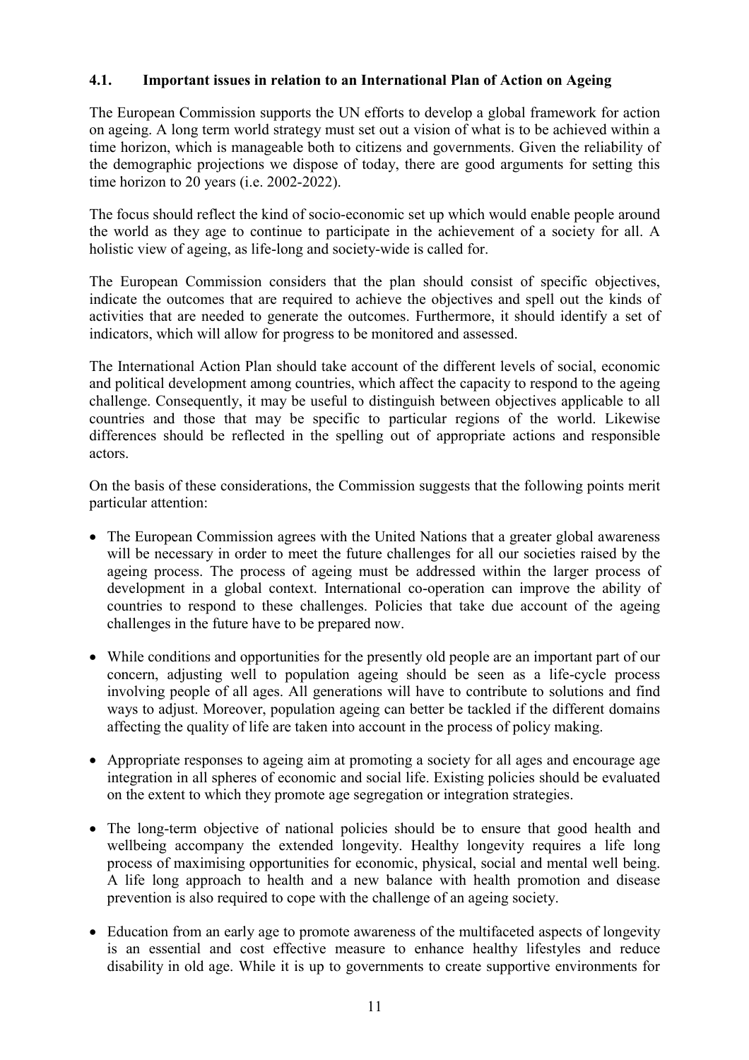### 4.1. Important issues in relation to an International Plan of Action on Ageing

The European Commission supports the UN efforts to develop a global framework for action on ageing. A long term world strategy must set out a vision of what is to be achieved within a time horizon, which is manageable both to citizens and governments. Given the reliability of the demographic projections we dispose of today, there are good arguments for setting this time horizon to 20 years (i.e. 2002-2022).

The focus should reflect the kind of socio-economic set up which would enable people around the world as they age to continue to participate in the achievement of a society for all. A holistic view of ageing, as life-long and society-wide is called for.

The European Commission considers that the plan should consist of specific objectives, indicate the outcomes that are required to achieve the objectives and spell out the kinds of activities that are needed to generate the outcomes. Furthermore, it should identify a set of indicators, which will allow for progress to be monitored and assessed.

The International Action Plan should take account of the different levels of social, economic and political development among countries, which affect the capacity to respond to the ageing challenge. Consequently, it may be useful to distinguish between objectives applicable to all countries and those that may be specific to particular regions of the world. Likewise differences should be reflected in the spelling out of appropriate actions and responsible actors.

On the basis of these considerations, the Commission suggests that the following points merit particular attention:

- The European Commission agrees with the United Nations that a greater global awareness will be necessary in order to meet the future challenges for all our societies raised by the ageing process. The process of ageing must be addressed within the larger process of development in a global context. International co-operation can improve the ability of countries to respond to these challenges. Policies that take due account of the ageing challenges in the future have to be prepared now.
- While conditions and opportunities for the presently old people are an important part of our concern, adjusting well to population ageing should be seen as a life-cycle process involving people of all ages. All generations will have to contribute to solutions and find ways to adjust. Moreover, population ageing can better be tackled if the different domains affecting the quality of life are taken into account in the process of policy making.
- Appropriate responses to ageing aim at promoting a society for all ages and encourage age integration in all spheres of economic and social life. Existing policies should be evaluated on the extent to which they promote age segregation or integration strategies.
- The long-term objective of national policies should be to ensure that good health and wellbeing accompany the extended longevity. Healthy longevity requires a life long process of maximising opportunities for economic, physical, social and mental well being. A life long approach to health and a new balance with health promotion and disease prevention is also required to cope with the challenge of an ageing society.
- Education from an early age to promote awareness of the multifaceted aspects of longevity is an essential and cost effective measure to enhance healthy lifestyles and reduce disability in old age. While it is up to governments to create supportive environments for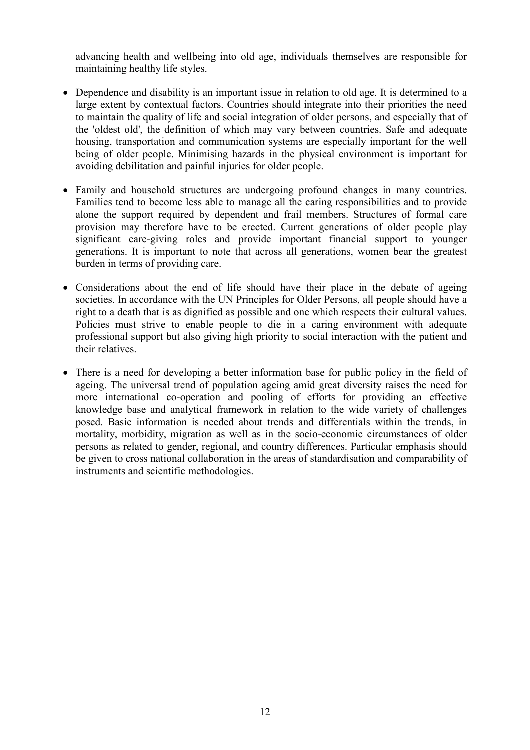advancing health and wellbeing into old age, individuals themselves are responsible for maintaining healthy life styles.

- Dependence and disability is an important issue in relation to old age. It is determined to a large extent by contextual factors. Countries should integrate into their priorities the need to maintain the quality of life and social integration of older persons, and especially that of the 'oldest old', the definition of which may vary between countries. Safe and adequate housing, transportation and communication systems are especially important for the well being of older people. Minimising hazards in the physical environment is important for avoiding debilitation and painful injuries for older people.

- Family and household structures are undergoing profound changes in many countries. Families tend to become less able to manage all the caring responsibilities and to provide alone the support required by dependent and frail members. Structures of formal care provision may therefore have to be erected. Current generations of older people play significant care-giving roles and provide important financial support to younger generations. It is important to note that across all generations, women bear the greatest burden in terms of providing care.

- Considerations about the end of life should have their place in the debate of ageing societies. In accordance with the UN Principles for Older Persons, all people should have a right to a death that is as dignified as possible and one which respects their cultural values. Policies must strive to enable people to die in a caring environment with adequate professional support but also giving high priority to social interaction with the patient and their relatives.

- There is a need for developing a better information base for public policy in the field of ageing. The universal trend of population ageing amid great diversity raises the need for more international co-operation and pooling of efforts for providing an effective knowledge base and analytical framework in relation to the wide variety of challenges posed. Basic information is needed about trends and differentials within the trends, in mortality, morbidity, migration as well as in the socio-economic circumstances of older persons as related to gender, regional, and country differences. Particular emphasis should be given to cross national collaboration in the areas of standardisation and comparability of instruments and scientific methodologies.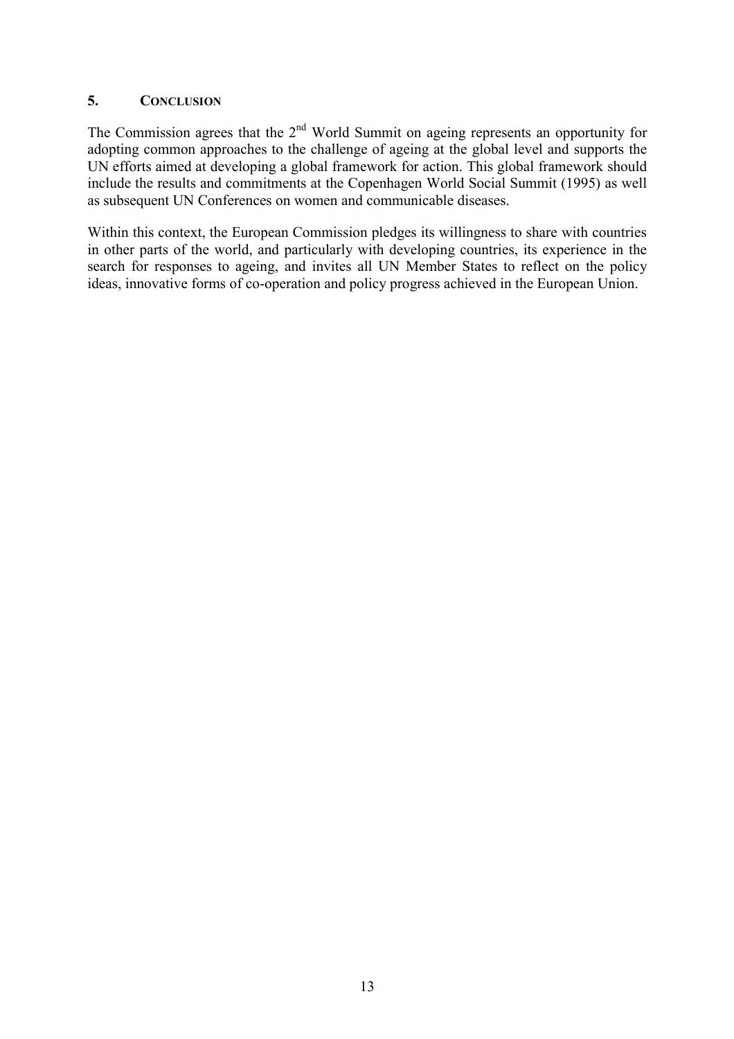## 5. CONCLUSION

The Commission agrees that the 2nd World Summit on ageing represents an opportunity for adopting common approaches to the challenge of ageing at the global level and supports the UN efforts aimed at developing a global framework for action. This global framework should include the results and commitments at the Copenhagen World Social Summit (1995) as well as subsequent UN Conferences on women and communicable diseases.

Within this context, the European Commission pledges its willingness to share with countries in other parts of the world, and particularly with developing countries, its experience in the search for responses to ageing, and invites all UN Member States to reflect on the policy ideas, innovative forms of co-operation and policy progress achieved in the European Union.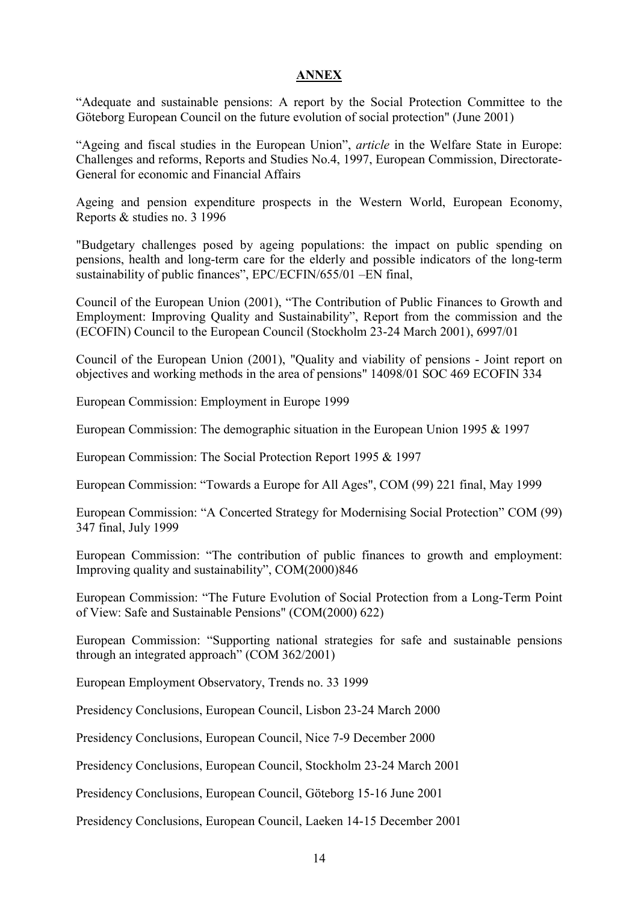## ANNEX

"Adequate and sustainable pensions: A report by the Social Protection Committee to the Göteborg European Council on the future evolution of social protection" (June 2001)

"Ageing and fiscal studies in the European Union", *article* in the Welfare State in Europe: Challenges and reforms, Reports and Studies No.4, 1997, European Commission, Directorate-General for economic and Financial Affairs

Ageing and pension expenditure prospects in the Western World, European Economy, Reports & studies no. 3 1996

"Budgetary challenges posed by ageing populations: the impact on public spending on pensions, health and long-term care for the elderly and possible indicators of the long-term sustainability of public finances", EPC/ECFIN/655/01 –EN final,

Council of the European Union (2001), "The Contribution of Public Finances to Growth and Employment: Improving Quality and Sustainability", Report from the commission and the (ECOFIN) Council to the European Council (Stockholm 23-24 March 2001), 6997/01

Council of the European Union (2001), "Quality and viability of pensions - Joint report on objectives and working methods in the area of pensions" 14098/01 SOC 469 ECOFIN 334

European Commission: Employment in Europe 1999

European Commission: The demographic situation in the European Union 1995 & 1997

European Commission: The Social Protection Report 1995 & 1997

European Commission: "Towards a Europe for All Ages", COM (99) 221 final, May 1999

European Commission: "A Concerted Strategy for Modernising Social Protection" COM (99) 347 final, July 1999

European Commission: "The contribution of public finances to growth and employment: Improving quality and sustainability", COM(2000)846

European Commission: "The Future Evolution of Social Protection from a Long-Term Point of View: Safe and Sustainable Pensions" (COM(2000) 622)

European Commission: "Supporting national strategies for safe and sustainable pensions through an integrated approach" (COM 362/2001)

European Employment Observatory, Trends no. 33 1999

Presidency Conclusions, European Council, Lisbon 23-24 March 2000

Presidency Conclusions, European Council, Nice 7-9 December 2000

Presidency Conclusions, European Council, Stockholm 23-24 March 2001

Presidency Conclusions, European Council, Göteborg 15-16 June 2001

Presidency Conclusions, European Council, Laeken 14-15 December 2001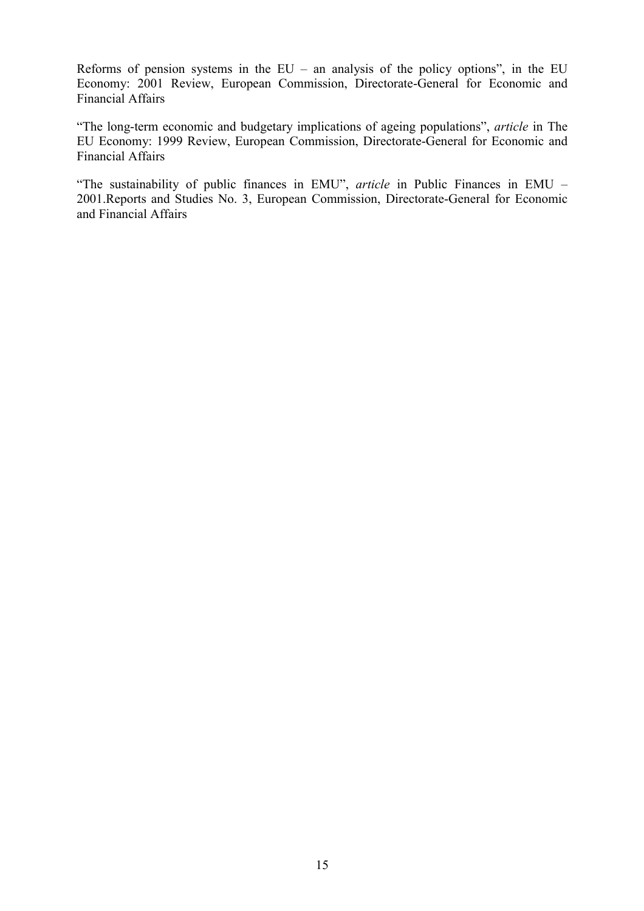Reforms of pension systems in the EU – an analysis of the policy options", in the EU Economy: 2001 Review, European Commission, Directorate-General for Economic and Financial Affairs

"The long-term economic and budgetary implications of ageing populations", *article* in The EU Economy: 1999 Review, European Commission, Directorate-General for Economic and Financial Affairs

"The sustainability of public finances in EMU", *article* in Public Finances in EMU – 2001.Reports and Studies No. 3, European Commission, Directorate-General for Economic and Financial Affairs